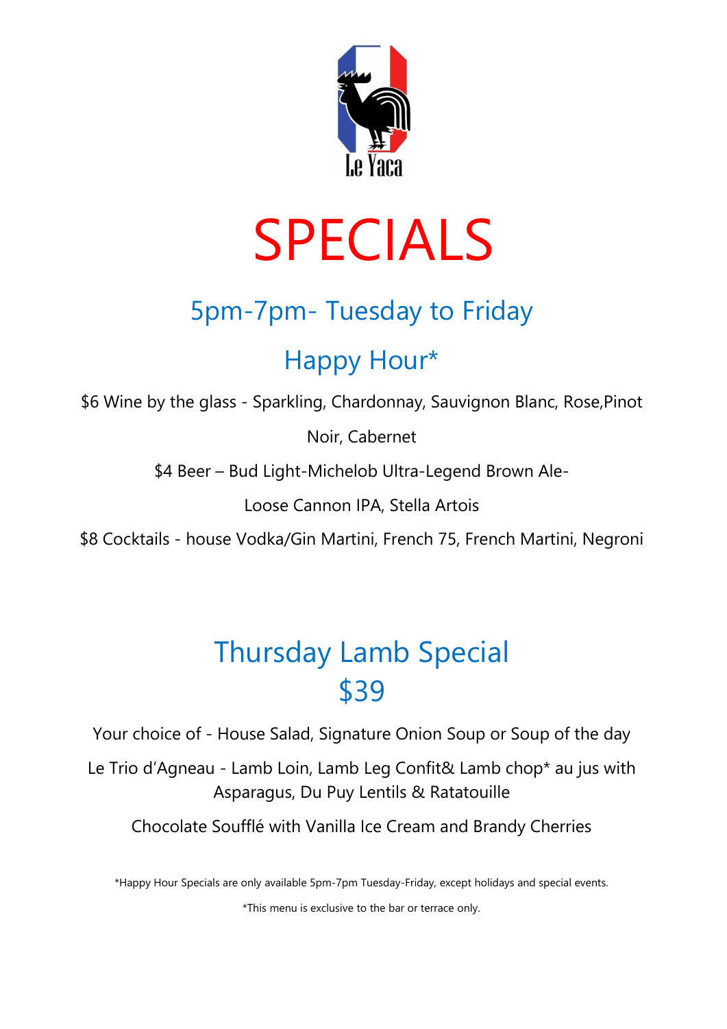Le Yaca

# SPECIALS

## 5pm-7pm- Tuesday to Friday

## Happy Hour*

$6 Wine by the glass - Sparkling, Chardonnay, Sauvignon Blanc, Rose,Pinot Noir, Cabernet

$4 Beer – Bud Light-Michelob Ultra-Legend Brown Ale-Loose Cannon IPA, Stella Artois

$8 Cocktails - house Vodka/Gin Martini, French 75, French Martini, Negroni

## Thursday Lamb Special
## $39

Your choice of - House Salad, Signature Onion Soup or Soup of the day

Le Trio d'Agneau - Lamb Loin, Lamb Leg Confit& Lamb chop* au jus with Asparagus, Du Puy Lentils & Ratatouille

Chocolate Soufflé with Vanilla Ice Cream and Brandy Cherries

*Happy Hour Specials are only available 5pm-7pm Tuesday-Friday, except holidays and special events.

*This menu is exclusive to the bar or terrace only.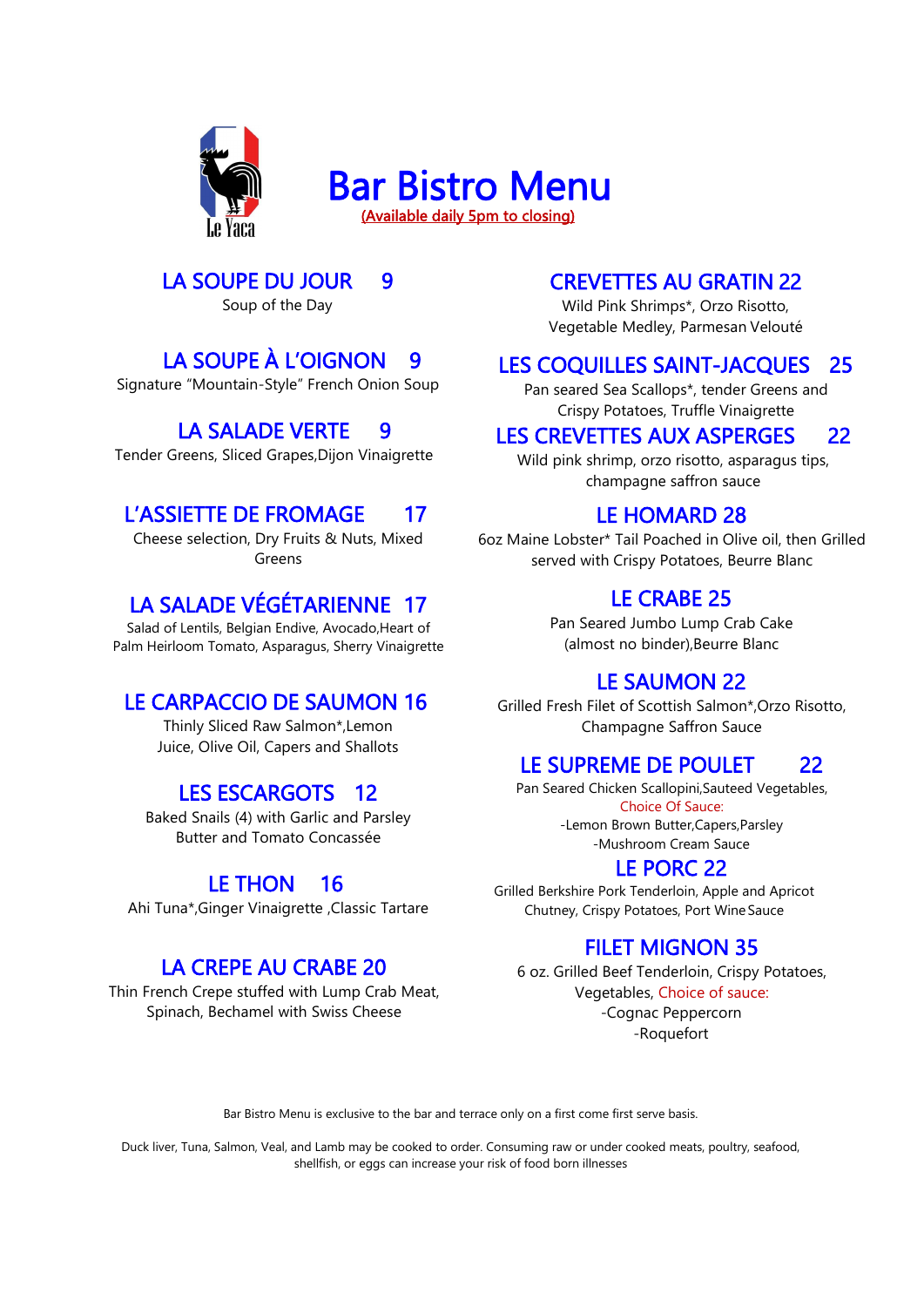Le Yaca

# Bar Bistro Menu

(Available daily 5pm to closing)

## LA SOUPE DU JOUR 9

Soup of the Day

## LA SOUPE À L'OIGNON 9

Signature "Mountain-Style" French Onion Soup

## LA SALADE VERTE 9

Tender Greens, Sliced Grapes,Dijon Vinaigrette

## L'ASSIETTE DE FROMAGE 17

Cheese selection, Dry Fruits & Nuts, Mixed Greens

## LA SALADE VÉGÉTARIENNE 17

Salad of Lentils, Belgian Endive, Avocado,Heart of Palm Heirloom Tomato, Asparagus, Sherry Vinaigrette

## LE CARPACCIO DE SAUMON 16

Thinly Sliced Raw Salmon*,Lemon Juice, Olive Oil, Capers and Shallots

## LES ESCARGOTS 12

Baked Snails (4) with Garlic and Parsley Butter and Tomato Concassée

## LE THON 16

Ahi Tuna*,Ginger Vinaigrette ,Classic Tartare

## LA CREPE AU CRABE 20

Thin French Crepe stuffed with Lump Crab Meat, Spinach, Bechamel with Swiss Cheese

## CREVETTES AU GRATIN 22

Wild Pink Shrimps*, Orzo Risotto, Vegetable Medley, Parmesan Velouté

## LES COQUILLES SAINT-JACQUES 25

Pan seared Sea Scallops*, tender Greens and Crispy Potatoes, Truffle Vinaigrette

## LES CREVETTES AUX ASPERGES 22

Wild pink shrimp, orzo risotto, asparagus tips, champagne saffron sauce

## LE HOMARD 28

6oz Maine Lobster* Tail Poached in Olive oil, then Grilled served with Crispy Potatoes, Beurre Blanc

## LE CRABE 25

Pan Seared Jumbo Lump Crab Cake (almost no binder),Beurre Blanc

## LE SAUMON 22

Grilled Fresh Filet of Scottish Salmon*,Orzo Risotto, Champagne Saffron Sauce

## LE SUPREME DE POULET 22

Pan Seared Chicken Scallopini,Sauteed Vegetables,
Choice Of Sauce:
-Lemon Brown Butter,Capers,Parsley
-Mushroom Cream Sauce

## LE PORC 22

Grilled Berkshire Pork Tenderloin, Apple and Apricot Chutney, Crispy Potatoes, Port Wine Sauce

## FILET MIGNON 35

6 oz. Grilled Beef Tenderloin, Crispy Potatoes, Vegetables, Choice of sauce:
-Cognac Peppercorn
-Roquefort

Bar Bistro Menu is exclusive to the bar and terrace only on a first come first serve basis.

Duck liver, Tuna, Salmon, Veal, and Lamb may be cooked to order. Consuming raw or under cooked meats, poultry, seafood, shellfish, or eggs can increase your risk of food born illnesses